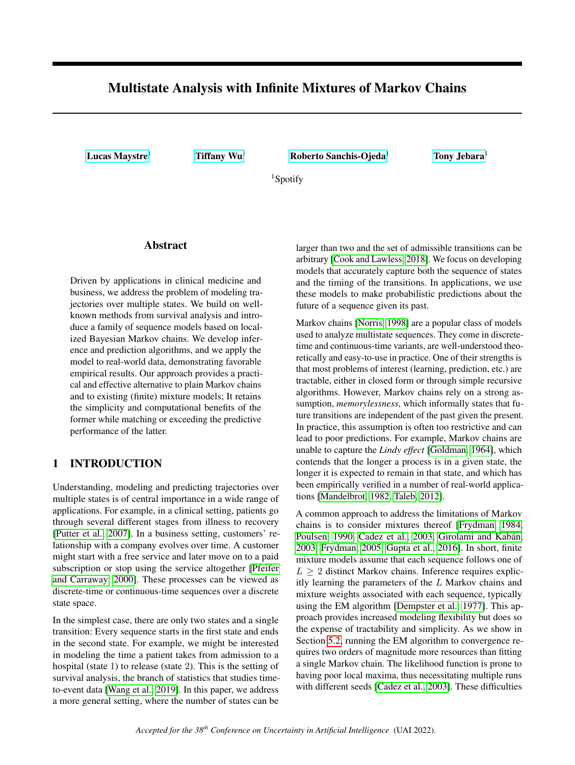# Multistate Analysis with Infinite Mixtures of Markov Chains

Lucas Maystre[1] Tiffany Wu[1] Roberto Sanchis-Ojeda[1] Tony Jebara[1]

[1]Spotify

## Abstract

Driven by applications in clinical medicine and business, we address the problem of modeling trajectories over multiple states. We build on well-known methods from survival analysis and introduce a family of sequence models based on localized Bayesian Markov chains. We develop inference and prediction algorithms, and we apply the model to real-world data, demonstrating favorable empirical results. Our approach provides a practical and effective alternative to plain Markov chains and to existing (finite) mixture models; It retains the simplicity and computational benefits of the former while matching or exceeding the predictive performance of the latter.

## 1 INTRODUCTION

Understanding, modeling and predicting trajectories over multiple states is of central importance in a wide range of applications. For example, in a clinical setting, patients go through several different stages from illness to recovery [Putter et al., 2007]. In a business setting, customers' relationship with a company evolves over time. A customer might start with a free service and later move on to a paid subscription or stop using the service altogether [Pfeifer and Carraway, 2000]. These processes can be viewed as discrete-time or continuous-time sequences over a discrete state space.

In the simplest case, there are only two states and a single transition: Every sequence starts in the first state and ends in the second state. For example, we might be interested in modeling the time a patient takes from admission to a hospital (state 1) to release (state 2). This is the setting of survival analysis, the branch of statistics that studies time-to-event data [Wang et al., 2019]. In this paper, we address a more general setting, where the number of states can be larger than two and the set of admissible transitions can be arbitrary [Cook and Lawless, 2018]. We focus on developing models that accurately capture both the sequence of states and the timing of the transitions. In applications, we use these models to make probabilistic predictions about the future of a sequence given its past.

Markov chains [Norris, 1998] are a popular class of models used to analyze multistate sequences. They come in discrete-time and continuous-time variants, are well-understood theoretically and easy-to-use in practice. One of their strengths is that most problems of interest (learning, prediction, etc.) are tractable, either in closed form or through simple recursive algorithms. However, Markov chains rely on a strong assumption, *memorylessness*, which informally states that future transitions are independent of the past given the present. In practice, this assumption is often too restrictive and can lead to poor predictions. For example, Markov chains are unable to capture the *Lindy effect* [Goldman, 1964], which contends that the longer a process is in a given state, the longer it is expected to remain in that state, and which has been empirically verified in a number of real-world applications [Mandelbrot, 1982, Taleb, 2012].

A common approach to address the limitations of Markov chains is to consider mixtures thereof [Frydman, 1984, Poulsen, 1990, Cadez et al., 2003, Girolami and Kabán, 2003, Frydman, 2005, Gupta et al., 2016]. In short, finite mixture models assume that each sequence follows one of $L \geq 2$ distinct Markov chains. Inference requires explicitly learning the parameters of the $L$ Markov chains and mixture weights associated with each sequence, typically using the EM algorithm [Dempster et al., 1977]. This approach provides increased modeling flexibility but does so the expense of tractability and simplicity. As we show in Section 5.2, running the EM algorithm to convergence requires two orders of magnitude more resources than fitting a single Markov chain. The likelihood function is prone to having poor local maxima, thus necessitating multiple runs with different seeds [Cadez et al., 2003]. These difficulties

*Accepted for the 38th Conference on Uncertainty in Artificial Intelligence (UAI 2022).*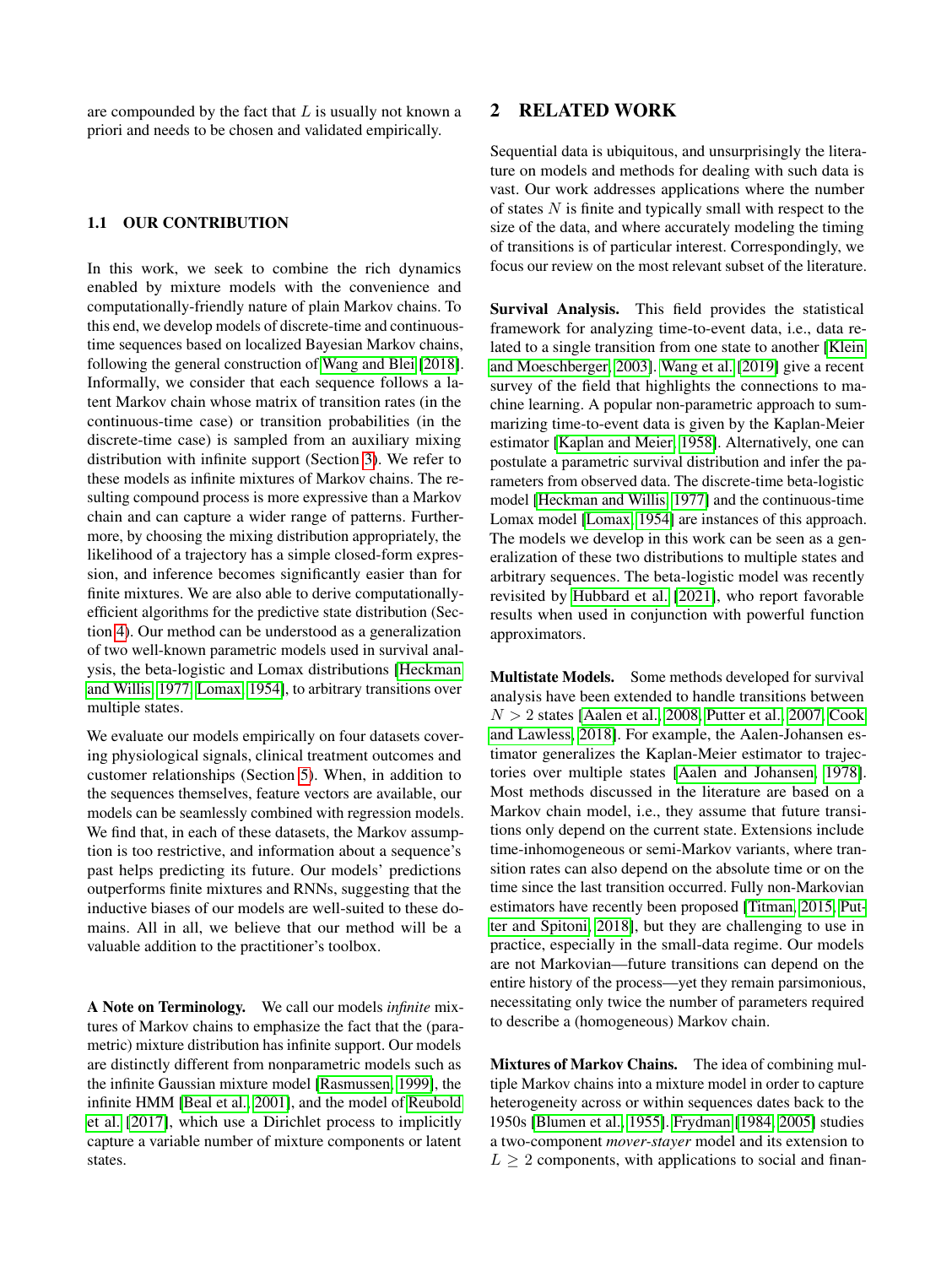are compounded by the fact that $L$ is usually not known a priori and needs to be chosen and validated empirically.

### 1.1 OUR CONTRIBUTION

In this work, we seek to combine the rich dynamics enabled by mixture models with the convenience and computationally-friendly nature of plain Markov chains. To this end, we develop models of discrete-time and continuous-time sequences based on localized Bayesian Markov chains, following the general construction of Wang and Blei [2018]. Informally, we consider that each sequence follows a latent Markov chain whose matrix of transition rates (in the continuous-time case) or transition probabilities (in the discrete-time case) is sampled from an auxiliary mixing distribution with infinite support (Section 3). We refer to these models as infinite mixtures of Markov chains. The resulting compound process is more expressive than a Markov chain and can capture a wider range of patterns. Furthermore, by choosing the mixing distribution appropriately, the likelihood of a trajectory has a simple closed-form expression, and inference becomes significantly easier than for finite mixtures. We are also able to derive computationally-efficient algorithms for the predictive state distribution (Section 4). Our method can be understood as a generalization of two well-known parametric models used in survival analysis, the beta-logistic and Lomax distributions [Heckman and Willis, 1977, Lomax, 1954], to arbitrary transitions over multiple states.

We evaluate our models empirically on four datasets covering physiological signals, clinical treatment outcomes and customer relationships (Section 5). When, in addition to the sequences themselves, feature vectors are available, our models can be seamlessly combined with regression models. We find that, in each of these datasets, the Markov assumption is too restrictive, and information about a sequence's past helps predicting its future. Our models' predictions outperforms finite mixtures and RNNs, suggesting that the inductive biases of our models are well-suited to these domains. All in all, we believe that our method will be a valuable addition to the practitioner's toolbox.

**A Note on Terminology.** We call our models *infinite* mixtures of Markov chains to emphasize the fact that the (parametric) mixture distribution has infinite support. Our models are distinctly different from nonparametric models such as the infinite Gaussian mixture model [Rasmussen, 1999], the infinite HMM [Beal et al., 2001], and the model of Reubold et al. [2017], which use a Dirichlet process to implicitly capture a variable number of mixture components or latent states.

## 2 RELATED WORK

Sequential data is ubiquitous, and unsurprisingly the literature on models and methods for dealing with such data is vast. Our work addresses applications where the number of states $N$ is finite and typically small with respect to the size of the data, and where accurately modeling the timing of transitions is of particular interest. Correspondingly, we focus our review on the most relevant subset of the literature.

**Survival Analysis.** This field provides the statistical framework for analyzing time-to-event data, i.e., data related to a single transition from one state to another [Klein and Moeschberger, 2003]. Wang et al. [2019] give a recent survey of the field that highlights the connections to machine learning. A popular non-parametric approach to summarizing time-to-event data is given by the Kaplan-Meier estimator [Kaplan and Meier, 1958]. Alternatively, one can postulate a parametric survival distribution and infer the parameters from observed data. The discrete-time beta-logistic model [Heckman and Willis, 1977] and the continuous-time Lomax model [Lomax, 1954] are instances of this approach. The models we develop in this work can be seen as a generalization of these two distributions to multiple states and arbitrary sequences. The beta-logistic model was recently revisited by Hubbard et al. [2021], who report favorable results when used in conjunction with powerful function approximators.

**Multistate Models.** Some methods developed for survival analysis have been extended to handle transitions between $N > 2$ states [Aalen et al., 2008, Putter et al., 2007, Cook and Lawless, 2018]. For example, the Aalen-Johansen estimator generalizes the Kaplan-Meier estimator to trajectories over multiple states [Aalen and Johansen, 1978]. Most methods discussed in the literature are based on a Markov chain model, i.e., they assume that future transitions only depend on the current state. Extensions include time-inhomogeneous or semi-Markov variants, where transition rates can also depend on the absolute time or on the time since the last transition occurred. Fully non-Markovian estimators have recently been proposed [Titman, 2015, Putter and Spitoni, 2018], but they are challenging to use in practice, especially in the small-data regime. Our models are not Markovian—future transitions can depend on the entire history of the process—yet they remain parsimonious, necessitating only twice the number of parameters required to describe a (homogeneous) Markov chain.

**Mixtures of Markov Chains.** The idea of combining multiple Markov chains into a mixture model in order to capture heterogeneity across or within sequences dates back to the 1950s [Blumen et al., 1955]. Frydman [1984, 2005] studies a two-component *mover-stayer* model and its extension to $L \geq 2$ components, with applications to social and finan-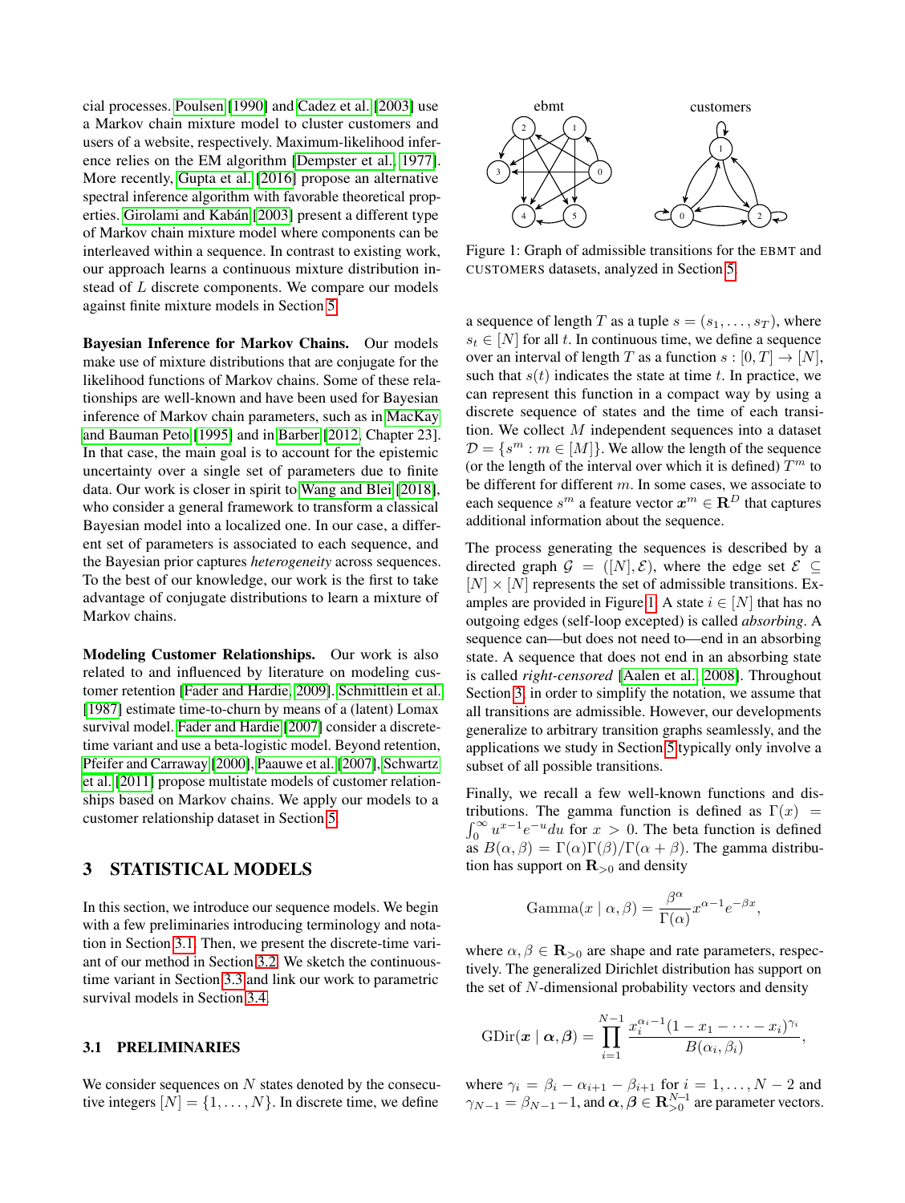cial processes. Poulsen [1990] and Cadez et al. [2003] use a Markov chain mixture model to cluster customers and users of a website, respectively. Maximum-likelihood inference relies on the EM algorithm [Dempster et al., 1977]. More recently, Gupta et al. [2016] propose an alternative spectral inference algorithm with favorable theoretical properties. Girolami and Kabán [2003] present a different type of Markov chain mixture model where components can be interleaved within a sequence. In contrast to existing work, our approach learns a continuous mixture distribution instead of $L$ discrete components. We compare our models against finite mixture models in Section 5.

**Bayesian Inference for Markov Chains.** Our models make use of mixture distributions that are conjugate for the likelihood functions of Markov chains. Some of these relationships are well-known and have been used for Bayesian inference of Markov chain parameters, such as in MacKay and Bauman Peto [1995] and in Barber [2012, Chapter 23]. In that case, the main goal is to account for the epistemic uncertainty over a single set of parameters due to finite data. Our work is closer in spirit to Wang and Blei [2018], who consider a general framework to transform a classical Bayesian model into a localized one. In our case, a different set of parameters is associated to each sequence, and the Bayesian prior captures *heterogeneity* across sequences. To the best of our knowledge, our work is the first to take advantage of conjugate distributions to learn a mixture of Markov chains.

**Modeling Customer Relationships.** Our work is also related to and influenced by literature on modeling customer retention [Fader and Hardie, 2009]. Schmittlein et al. [1987] estimate time-to-churn by means of a (latent) Lomax survival model. Fader and Hardie [2007] consider a discrete-time variant and use a beta-logistic model. Beyond retention, Pfeifer and Carraway [2000], Paauwe et al. [2007], Schwartz et al. [2011] propose multistate models of customer relationships based on Markov chains. We apply our models to a customer relationship dataset in Section 5.

## 3 STATISTICAL MODELS

In this section, we introduce our sequence models. We begin with a few preliminaries introducing terminology and notation in Section 3.1. Then, we present the discrete-time variant of our method in Section 3.2. We sketch the continuous-time variant in Section 3.3 and link our work to parametric survival models in Section 3.4.

### 3.1 PRELIMINARIES

We consider sequences on $N$ states denoted by the consecutive integers $[N] = \{1, \ldots, N\}$. In discrete time, we define

Figure 1: Graph of admissible transitions for the EBMT and CUSTOMERS datasets, analyzed in Section 5.

a sequence of length $T$ as a tuple $s = (s_1, \ldots, s_T)$, where $s_t \in [N]$ for all $t$. In continuous time, we define a sequence over an interval of length $T$ as a function $s : [0, T] \to [N]$, such that $s(t)$ indicates the state at time $t$. In practice, we can represent this function in a compact way by using a discrete sequence of states and the time of each transition. We collect $M$ independent sequences into a dataset $\mathcal{D} = \{s^m : m \in [M]\}$. We allow the length of the sequence (or the length of the interval over which it is defined) $T^m$ to be different for different $m$. In some cases, we associate to each sequence $s^m$ a feature vector $\boldsymbol{x}^m \in \mathbf{R}^D$ that captures additional information about the sequence.

The process generating the sequences is described by a directed graph $\mathcal{G} = ([N], \mathcal{E})$, where the edge set $\mathcal{E} \subseteq [N] \times [N]$ represents the set of admissible transitions. Examples are provided in Figure 1. A state $i \in [N]$ that has no outgoing edges (self-loop excepted) is called *absorbing*. A sequence can—but does not need to—end in an absorbing state. A sequence that does not end in an absorbing state is called *right-censored* [Aalen et al., 2008]. Throughout Section 3, in order to simplify the notation, we assume that all transitions are admissible. However, our developments generalize to arbitrary transition graphs seamlessly, and the applications we study in Section 5 typically only involve a subset of all possible transitions.

Finally, we recall a few well-known functions and distributions. The gamma function is defined as $\Gamma(x) = \int_0^\infty u^{x-1} e^{-u} du$ for $x > 0$. The beta function is defined as $B(\alpha, \beta) = \Gamma(\alpha)\Gamma(\beta)/\Gamma(\alpha + \beta)$. The gamma distribution has support on $\mathbf{R}_{>0}$ and density

$$\text{Gamma}(x \mid \alpha, \beta) = \frac{\beta^\alpha}{\Gamma(\alpha)} x^{\alpha - 1} e^{-\beta x},$$

where $\alpha, \beta \in \mathbf{R}_{>0}$ are shape and rate parameters, respectively. The generalized Dirichlet distribution has support on the set of $N$-dimensional probability vectors and density

$$\text{GDir}(\boldsymbol{x} \mid \boldsymbol{\alpha}, \boldsymbol{\beta}) = \prod_{i=1}^{N-1} \frac{x_i^{\alpha_i - 1}(1 - x_1 - \cdots - x_i)^{\gamma_i}}{B(\alpha_i, \beta_i)},$$

where $\gamma_i = \beta_i - \alpha_{i+1} - \beta_{i+1}$ for $i = 1, \ldots, N-2$ and $\gamma_{N-1} = \beta_{N-1} - 1$, and $\boldsymbol{\alpha}, \boldsymbol{\beta} \in \mathbf{R}_{>0}^{N-1}$ are parameter vectors.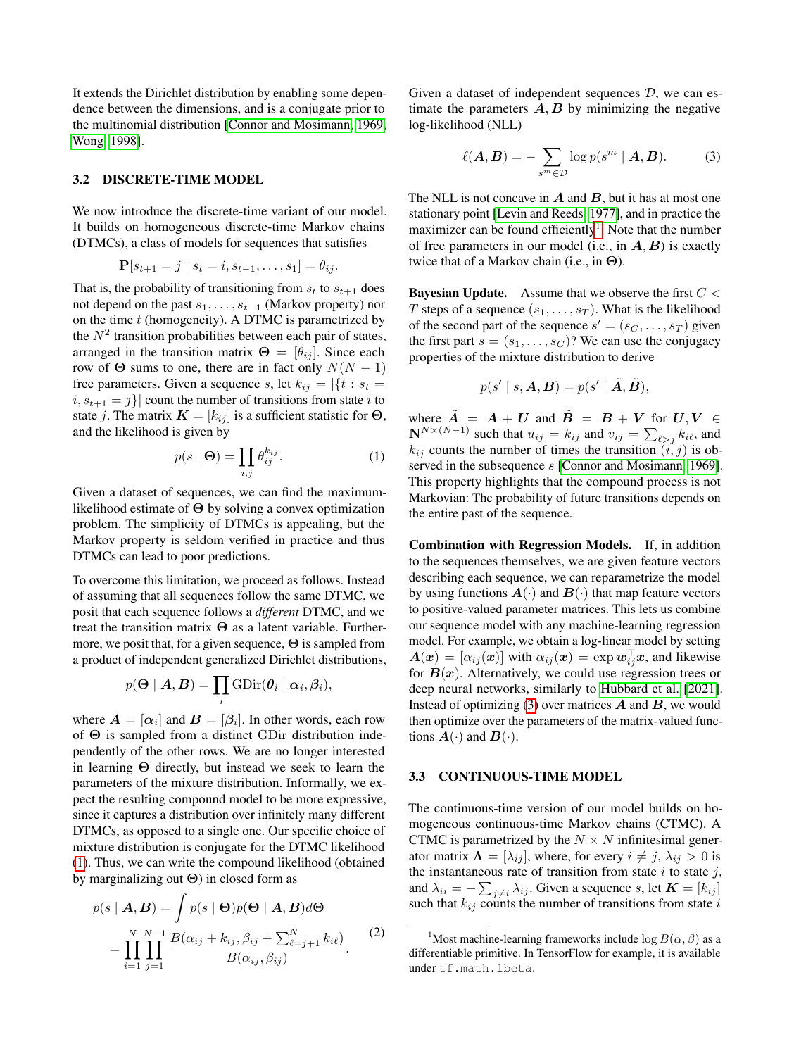It extends the Dirichlet distribution by enabling some dependence between the dimensions, and is a conjugate prior to the multinomial distribution [Connor and Mosimann, 1969, Wong, 1998].

### 3.2 DISCRETE-TIME MODEL

We now introduce the discrete-time variant of our model. It builds on homogeneous discrete-time Markov chains (DTMCs), a class of models for sequences that satisfies

$$\mathbf{P}[s_{t+1} = j \mid s_t = i, s_{t-1}, \ldots, s_1] = \theta_{ij}.$$

That is, the probability of transitioning from $s_t$ to $s_{t+1}$ does not depend on the past $s_1, \ldots, s_{t-1}$ (Markov property) nor on the time $t$ (homogeneity). A DTMC is parametrized by the $N^2$ transition probabilities between each pair of states, arranged in the transition matrix $\mathbf{\Theta} = [\theta_{ij}]$. Since each row of $\mathbf{\Theta}$ sums to one, there are in fact only $N(N-1)$ free parameters. Given a sequence $s$, let $k_{ij} = |\{t : s_t = i, s_{t+1} = j\}|$ count the number of transitions from state $i$ to state $j$. The matrix $\boldsymbol{K} = [k_{ij}]$ is a sufficient statistic for $\mathbf{\Theta}$, and the likelihood is given by

$$p(s \mid \mathbf{\Theta}) = \prod_{i,j} \theta_{ij}^{k_{ij}}. \tag{1}$$

Given a dataset of sequences, we can find the maximum-likelihood estimate of $\mathbf{\Theta}$ by solving a convex optimization problem. The simplicity of DTMCs is appealing, but the Markov property is seldom verified in practice and thus DTMCs can lead to poor predictions.

To overcome this limitation, we proceed as follows. Instead of assuming that all sequences follow the same DTMC, we posit that each sequence follows a *different* DTMC, and we treat the transition matrix $\mathbf{\Theta}$ as a latent variable. Furthermore, we posit that, for a given sequence, $\mathbf{\Theta}$ is sampled from a product of independent generalized Dirichlet distributions,

$$p(\mathbf{\Theta} \mid \boldsymbol{A}, \boldsymbol{B}) = \prod_i \mathrm{GDir}(\boldsymbol{\theta}_i \mid \boldsymbol{\alpha}_i, \boldsymbol{\beta}_i),$$

where $\boldsymbol{A} = [\boldsymbol{\alpha}_i]$ and $\boldsymbol{B} = [\boldsymbol{\beta}_i]$. In other words, each row of $\mathbf{\Theta}$ is sampled from a distinct GDir distribution independently of the other rows. We no longer interested in learning $\mathbf{\Theta}$ directly, but instead we seek to learn the parameters of the mixture distribution. Informally, we expect the resulting compound model to be more expressive, since it captures a distribution over infinitely many different DTMCs, as opposed to a single one. Our specific choice of mixture distribution is conjugate for the DTMC likelihood (1). Thus, we can write the compound likelihood (obtained by marginalizing out $\mathbf{\Theta}$) in closed form as

$$\begin{aligned} p(s \mid \boldsymbol{A}, \boldsymbol{B}) &= \int p(s \mid \mathbf{\Theta}) p(\mathbf{\Theta} \mid \boldsymbol{A}, \boldsymbol{B}) d\mathbf{\Theta} \\ &= \prod_{i=1}^{N} \prod_{j=1}^{N-1} \frac{B(\alpha_{ij} + k_{ij}, \beta_{ij} + \sum_{\ell=j+1}^{N} k_{i\ell})}{B(\alpha_{ij}, \beta_{ij})}. \end{aligned} \tag{2}$$

Given a dataset of independent sequences $\mathcal{D}$, we can estimate the parameters $\boldsymbol{A}, \boldsymbol{B}$ by minimizing the negative log-likelihood (NLL)

$$\ell(\boldsymbol{A}, \boldsymbol{B}) = -\sum_{s^m \in \mathcal{D}} \log p(s^m \mid \boldsymbol{A}, \boldsymbol{B}). \tag{3}$$

The NLL is not concave in $\boldsymbol{A}$ and $\boldsymbol{B}$, but it has at most one stationary point [Levin and Reeds, 1977], and in practice the maximizer can be found efficiently[1]. Note that the number of free parameters in our model (i.e., in $\boldsymbol{A}, \boldsymbol{B}$) is exactly twice that of a Markov chain (i.e., in $\mathbf{\Theta}$).

**Bayesian Update.** Assume that we observe the first $C < T$ steps of a sequence $(s_1, \ldots, s_T)$. What is the likelihood of the second part of the sequence $s' = (s_C, \ldots, s_T)$ given the first part $s = (s_1, \ldots, s_C)$? We can use the conjugacy properties of the mixture distribution to derive

$$p(s' \mid s, \boldsymbol{A}, \boldsymbol{B}) = p(s' \mid \tilde{\boldsymbol{A}}, \tilde{\boldsymbol{B}}),$$

where $\tilde{\boldsymbol{A}} = \boldsymbol{A} + \boldsymbol{U}$ and $\tilde{\boldsymbol{B}} = \boldsymbol{B} + \boldsymbol{V}$ for $\boldsymbol{U}, \boldsymbol{V} \in \mathbf{N}^{N \times (N-1)}$ such that $u_{ij} = k_{ij}$ and $v_{ij} = \sum_{\ell > j} k_{i\ell}$, and $k_{ij}$ counts the number of times the transition $(i, j)$ is observed in the subsequence $s$ [Connor and Mosimann, 1969]. This property highlights that the compound process is not Markovian: The probability of future transitions depends on the entire past of the sequence.

**Combination with Regression Models.** If, in addition to the sequences themselves, we are given feature vectors describing each sequence, we can reparametrize the model by using functions $\boldsymbol{A}(\cdot)$ and $\boldsymbol{B}(\cdot)$ that map feature vectors to positive-valued parameter matrices. This lets us combine our sequence model with any machine-learning regression model. For example, we obtain a log-linear model by setting $\boldsymbol{A}(\boldsymbol{x}) = [\alpha_{ij}(\boldsymbol{x})]$ with $\alpha_{ij}(\boldsymbol{x}) = \exp \boldsymbol{w}_{ij}^\top \boldsymbol{x}$, and likewise for $\boldsymbol{B}(\boldsymbol{x})$. Alternatively, we could use regression trees or deep neural networks, similarly to Hubbard et al. [2021]. Instead of optimizing (3) over matrices $\boldsymbol{A}$ and $\boldsymbol{B}$, we would then optimize over the parameters of the matrix-valued functions $\boldsymbol{A}(\cdot)$ and $\boldsymbol{B}(\cdot)$.

### 3.3 CONTINUOUS-TIME MODEL

The continuous-time version of our model builds on homogeneous continuous-time Markov chains (CTMC). A CTMC is parametrized by the $N \times N$ infinitesimal generator matrix $\mathbf{\Lambda} = [\lambda_{ij}]$, where, for every $i \neq j$, $\lambda_{ij} > 0$ is the instantaneous rate of transition from state $i$ to state $j$, and $\lambda_{ii} = -\sum_{j \neq i} \lambda_{ij}$. Given a sequence $s$, let $\boldsymbol{K} = [k_{ij}]$ such that $k_{ij}$ counts the number of transitions from state $i$

[1] Most machine-learning frameworks include $\log B(\alpha, \beta)$ as a differentiable primitive. In TensorFlow for example, it is available under `tf.math.lbeta`.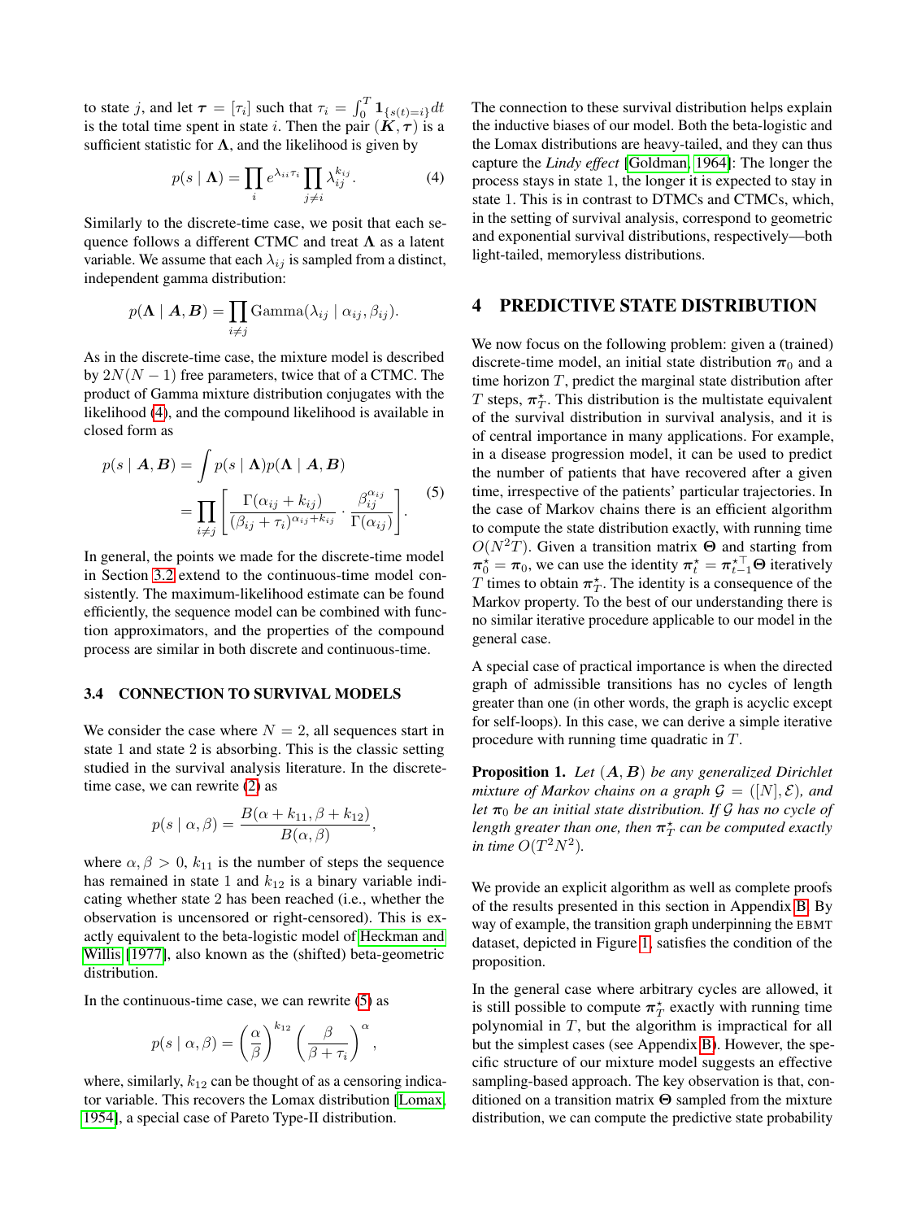to state $j$, and let $\boldsymbol{\tau} = [\tau_i]$ such that $\tau_i = \int_0^T \mathbf{1}_{\{s(t)=i\}} dt$ is the total time spent in state $i$. Then the pair $(\boldsymbol{K}, \boldsymbol{\tau})$ is a sufficient statistic for $\boldsymbol{\Lambda}$, and the likelihood is given by

$$p(s \mid \boldsymbol{\Lambda}) = \prod_i e^{\lambda_{ii}\tau_i} \prod_{j \neq i} \lambda_{ij}^{k_{ij}}. \tag{4}$$

Similarly to the discrete-time case, we posit that each sequence follows a different CTMC and treat $\boldsymbol{\Lambda}$ as a latent variable. We assume that each $\lambda_{ij}$ is sampled from a distinct, independent gamma distribution:

$$p(\boldsymbol{\Lambda} \mid \boldsymbol{A}, \boldsymbol{B}) = \prod_{i \neq j} \text{Gamma}(\lambda_{ij} \mid \alpha_{ij}, \beta_{ij}).$$

As in the discrete-time case, the mixture model is described by $2N(N-1)$ free parameters, twice that of a CTMC. The product of Gamma mixture distribution conjugates with the likelihood (4), and the compound likelihood is available in closed form as

$$\begin{aligned} p(s \mid \boldsymbol{A}, \boldsymbol{B}) &= \int p(s \mid \boldsymbol{\Lambda}) p(\boldsymbol{\Lambda} \mid \boldsymbol{A}, \boldsymbol{B}) \\ &= \prod_{i \neq j} \left[ \frac{\Gamma(\alpha_{ij} + k_{ij})}{(\beta_{ij} + \tau_i)^{\alpha_{ij} + k_{ij}}} \cdot \frac{\beta_{ij}^{\alpha_{ij}}}{\Gamma(\alpha_{ij})} \right]. \end{aligned} \tag{5}$$

In general, the points we made for the discrete-time model in Section 3.2 extend to the continuous-time model consistently. The maximum-likelihood estimate can be found efficiently, the sequence model can be combined with function approximators, and the properties of the compound process are similar in both discrete and continuous-time.

### 3.4 CONNECTION TO SURVIVAL MODELS

We consider the case where $N = 2$, all sequences start in state 1 and state 2 is absorbing. This is the classic setting studied in the survival analysis literature. In the discrete-time case, we can rewrite (2) as

$$p(s \mid \alpha, \beta) = \frac{B(\alpha + k_{11}, \beta + k_{12})}{B(\alpha, \beta)},$$

where $\alpha, \beta > 0$, $k_{11}$ is the number of steps the sequence has remained in state 1 and $k_{12}$ is a binary variable indicating whether state 2 has been reached (i.e., whether the observation is uncensored or right-censored). This is exactly equivalent to the beta-logistic model of Heckman and Willis [1977], also known as the (shifted) beta-geometric distribution.

In the continuous-time case, we can rewrite (5) as

$$p(s \mid \alpha, \beta) = \left(\frac{\alpha}{\beta}\right)^{k_{12}} \left(\frac{\beta}{\beta + \tau_i}\right)^{\alpha},$$

where, similarly, $k_{12}$ can be thought of as a censoring indicator variable. This recovers the Lomax distribution [Lomax, 1954], a special case of Pareto Type-II distribution.

The connection to these survival distribution helps explain the inductive biases of our model. Both the beta-logistic and the Lomax distributions are heavy-tailed, and they can thus capture the *Lindy effect* [Goldman, 1964]: The longer the process stays in state 1, the longer it is expected to stay in state 1. This is in contrast to DTMCs and CTMCs, which, in the setting of survival analysis, correspond to geometric and exponential survival distributions, respectively—both light-tailed, memoryless distributions.

## 4 PREDICTIVE STATE DISTRIBUTION

We now focus on the following problem: given a (trained) discrete-time model, an initial state distribution $\boldsymbol{\pi}_0$ and a time horizon $T$, predict the marginal state distribution after $T$ steps, $\boldsymbol{\pi}_T^\star$. This distribution is the multistate equivalent of the survival distribution in survival analysis, and it is of central importance in many applications. For example, in a disease progression model, it can be used to predict the number of patients that have recovered after a given time, irrespective of the patients' particular trajectories. In the case of Markov chains there is an efficient algorithm to compute the state distribution exactly, with running time $O(N^2 T)$. Given a transition matrix $\boldsymbol{\Theta}$ and starting from $\boldsymbol{\pi}_0^\star = \boldsymbol{\pi}_0$, we can use the identity $\boldsymbol{\pi}_t^\star = \boldsymbol{\pi}_{t-1}^{\star\top} \boldsymbol{\Theta}$ iteratively $T$ times to obtain $\boldsymbol{\pi}_T^\star$. The identity is a consequence of the Markov property. To the best of our understanding there is no similar iterative procedure applicable to our model in the general case.

A special case of practical importance is when the directed graph of admissible transitions has no cycles of length greater than one (in other words, the graph is acyclic except for self-loops). In this case, we can derive a simple iterative procedure with running time quadratic in $T$.

**Proposition 1.** *Let $(\boldsymbol{A}, \boldsymbol{B})$ be any generalized Dirichlet mixture of Markov chains on a graph $\mathcal{G} = ([N], \mathcal{E})$, and let $\boldsymbol{\pi}_0$ be an initial state distribution. If $\mathcal{G}$ has no cycle of length greater than one, then $\boldsymbol{\pi}_T^\star$ can be computed exactly in time $O(T^2 N^2)$.*

We provide an explicit algorithm as well as complete proofs of the results presented in this section in Appendix B. By way of example, the transition graph underpinning the EBMT dataset, depicted in Figure 1, satisfies the condition of the proposition.

In the general case where arbitrary cycles are allowed, it is still possible to compute $\boldsymbol{\pi}_T^\star$ exactly with running time polynomial in $T$, but the algorithm is impractical for all but the simplest cases (see Appendix B). However, the specific structure of our mixture model suggests an effective sampling-based approach. The key observation is that, conditioned on a transition matrix $\boldsymbol{\Theta}$ sampled from the mixture distribution, we can compute the predictive state probability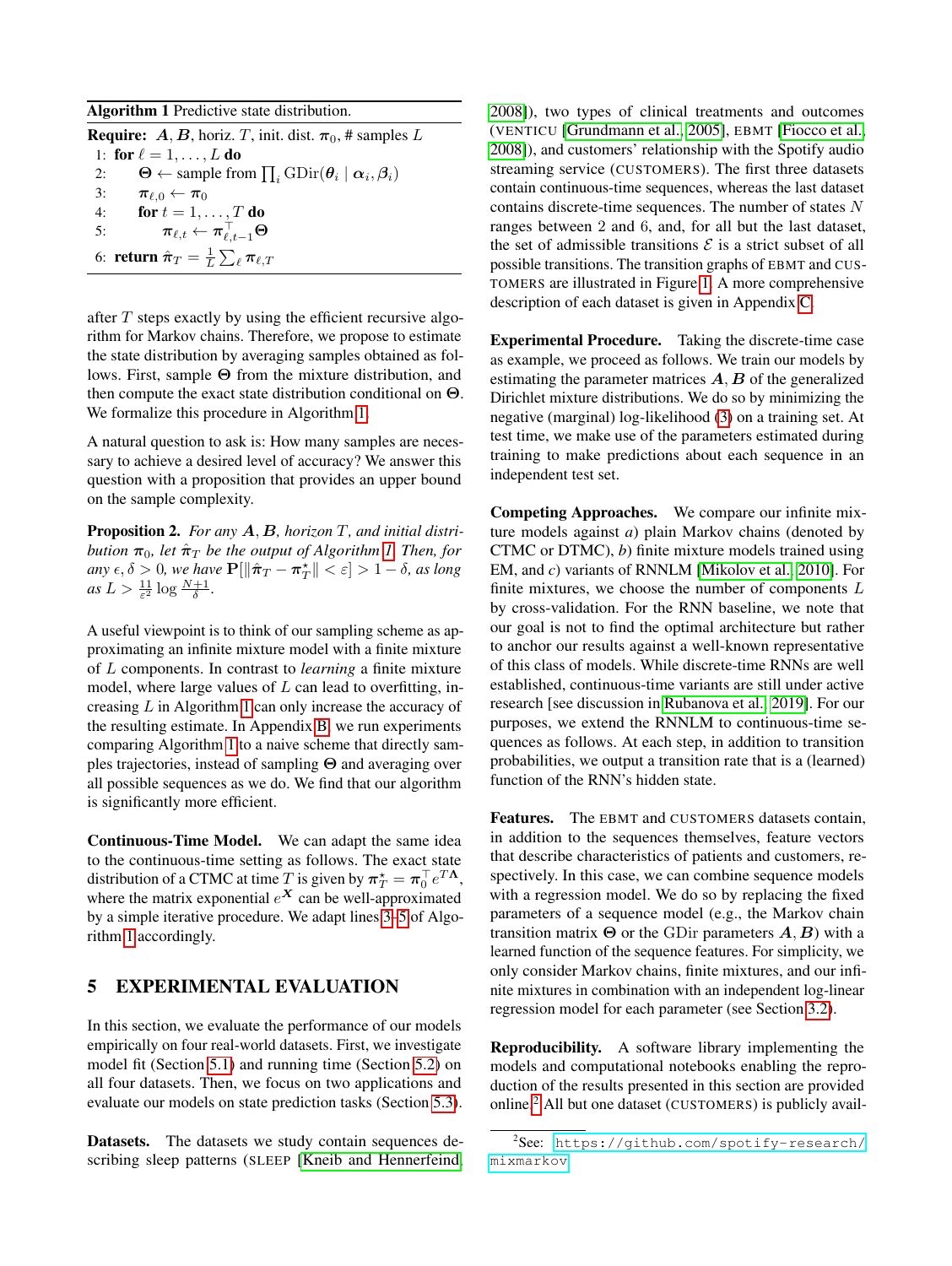**Algorithm 1** Predictive state distribution.

**Require:** $\boldsymbol{A}, \boldsymbol{B}$, horiz. $T$, init. dist. $\boldsymbol{\pi}_0$, # samples $L$

1: **for** $\ell = 1, \dots, L$ **do**
2: $\quad \boldsymbol{\Theta} \leftarrow$ sample from $\prod_i \mathrm{GDir}(\boldsymbol{\theta}_i \mid \boldsymbol{\alpha}_i, \boldsymbol{\beta}_i)$
3: $\quad \boldsymbol{\pi}_{\ell,0} \leftarrow \boldsymbol{\pi}_0$
4: $\quad$ **for** $t = 1, \dots, T$ **do**
5: $\quad\quad \boldsymbol{\pi}_{\ell,t} \leftarrow \boldsymbol{\pi}_{\ell,t-1}^\top \boldsymbol{\Theta}$
6: **return** $\hat{\boldsymbol{\pi}}_T = \frac{1}{L} \sum_\ell \boldsymbol{\pi}_{\ell,T}$

after $T$ steps exactly by using the efficient recursive algorithm for Markov chains. Therefore, we propose to estimate the state distribution by averaging samples obtained as follows. First, sample $\boldsymbol{\Theta}$ from the mixture distribution, and then compute the exact state distribution conditional on $\boldsymbol{\Theta}$. We formalize this procedure in Algorithm 1.

A natural question to ask is: How many samples are necessary to achieve a desired level of accuracy? We answer this question with a proposition that provides an upper bound on the sample complexity.

**Proposition 2.** *For any $\boldsymbol{A}, \boldsymbol{B}$, horizon $T$, and initial distribution $\boldsymbol{\pi}_0$, let $\hat{\boldsymbol{\pi}}_T$ be the output of Algorithm 1. Then, for any $\epsilon, \delta > 0$, we have $\mathbf{P}[\|\hat{\boldsymbol{\pi}}_T - \boldsymbol{\pi}_T^\star\| < \varepsilon] > 1 - \delta$, as long as $L > \frac{11}{\varepsilon^2} \log \frac{N+1}{\delta}$.*

A useful viewpoint is to think of our sampling scheme as approximating an infinite mixture model with a finite mixture of $L$ components. In contrast to *learning* a finite mixture model, where large values of $L$ can lead to overfitting, increasing $L$ in Algorithm 1 can only increase the accuracy of the resulting estimate. In Appendix B, we run experiments comparing Algorithm 1 to a naive scheme that directly samples trajectories, instead of sampling $\boldsymbol{\Theta}$ and averaging over all possible sequences as we do. We find that our algorithm is significantly more efficient.

**Continuous-Time Model.** We can adapt the same idea to the continuous-time setting as follows. The exact state distribution of a CTMC at time $T$ is given by $\boldsymbol{\pi}_T^\star = \boldsymbol{\pi}_0^\top e^{T\boldsymbol{\Lambda}}$, where the matrix exponential $e^{\boldsymbol{X}}$ can be well-approximated by a simple iterative procedure. We adapt lines 3–5 of Algorithm 1 accordingly.

## 5 EXPERIMENTAL EVALUATION

In this section, we evaluate the performance of our models empirically on four real-world datasets. First, we investigate model fit (Section 5.1) and running time (Section 5.2) on all four datasets. Then, we focus on two applications and evaluate our models on state prediction tasks (Section 5.3).

**Datasets.** The datasets we study contain sequences describing sleep patterns (SLEEP [Kneib and Hennerfeind, 2008]), two types of clinical treatments and outcomes (VENTICU [Grundmann et al., 2005], EBMT [Fiocco et al., 2008]), and customers' relationship with the Spotify audio streaming service (CUSTOMERS). The first three datasets contain continuous-time sequences, whereas the last dataset contains discrete-time sequences. The number of states $N$ ranges between 2 and 6, and, for all but the last dataset, the set of admissible transitions $\mathcal{E}$ is a strict subset of all possible transitions. The transition graphs of EBMT and CUSTOMERS are illustrated in Figure 1. A more comprehensive description of each dataset is given in Appendix C.

**Experimental Procedure.** Taking the discrete-time case as example, we proceed as follows. We train our models by estimating the parameter matrices $\boldsymbol{A}, \boldsymbol{B}$ of the generalized Dirichlet mixture distributions. We do so by minimizing the negative (marginal) log-likelihood (3) on a training set. At test time, we make use of the parameters estimated during training to make predictions about each sequence in an independent test set.

**Competing Approaches.** We compare our infinite mixture models against *a)* plain Markov chains (denoted by CTMC or DTMC), *b)* finite mixture models trained using EM, and *c)* variants of RNNLM [Mikolov et al., 2010]. For finite mixtures, we choose the number of components $L$ by cross-validation. For the RNN baseline, we note that our goal is not to find the optimal architecture but rather to anchor our results against a well-known representative of this class of models. While discrete-time RNNs are well established, continuous-time variants are still under active research [see discussion in Rubanova et al., 2019]. For our purposes, we extend the RNNLM to continuous-time sequences as follows. At each step, in addition to transition probabilities, we output a transition rate that is a (learned) function of the RNN's hidden state.

**Features.** The EBMT and CUSTOMERS datasets contain, in addition to the sequences themselves, feature vectors that describe characteristics of patients and customers, respectively. In this case, we can combine sequence models with a regression model. We do so by replacing the fixed parameters of a sequence model (e.g., the Markov chain transition matrix $\boldsymbol{\Theta}$ or the GDir parameters $\boldsymbol{A}, \boldsymbol{B}$) with a learned function of the sequence features. For simplicity, we only consider Markov chains, finite mixtures, and our infinite mixtures in combination with an independent log-linear regression model for each parameter (see Section 3.2).

**Reproducibility.** A software library implementing the models and computational notebooks enabling the reproduction of the results presented in this section are provided online.[2] All but one dataset (CUSTOMERS) is publicly avail-

[2] See: https://github.com/spotify-research/mixmarkov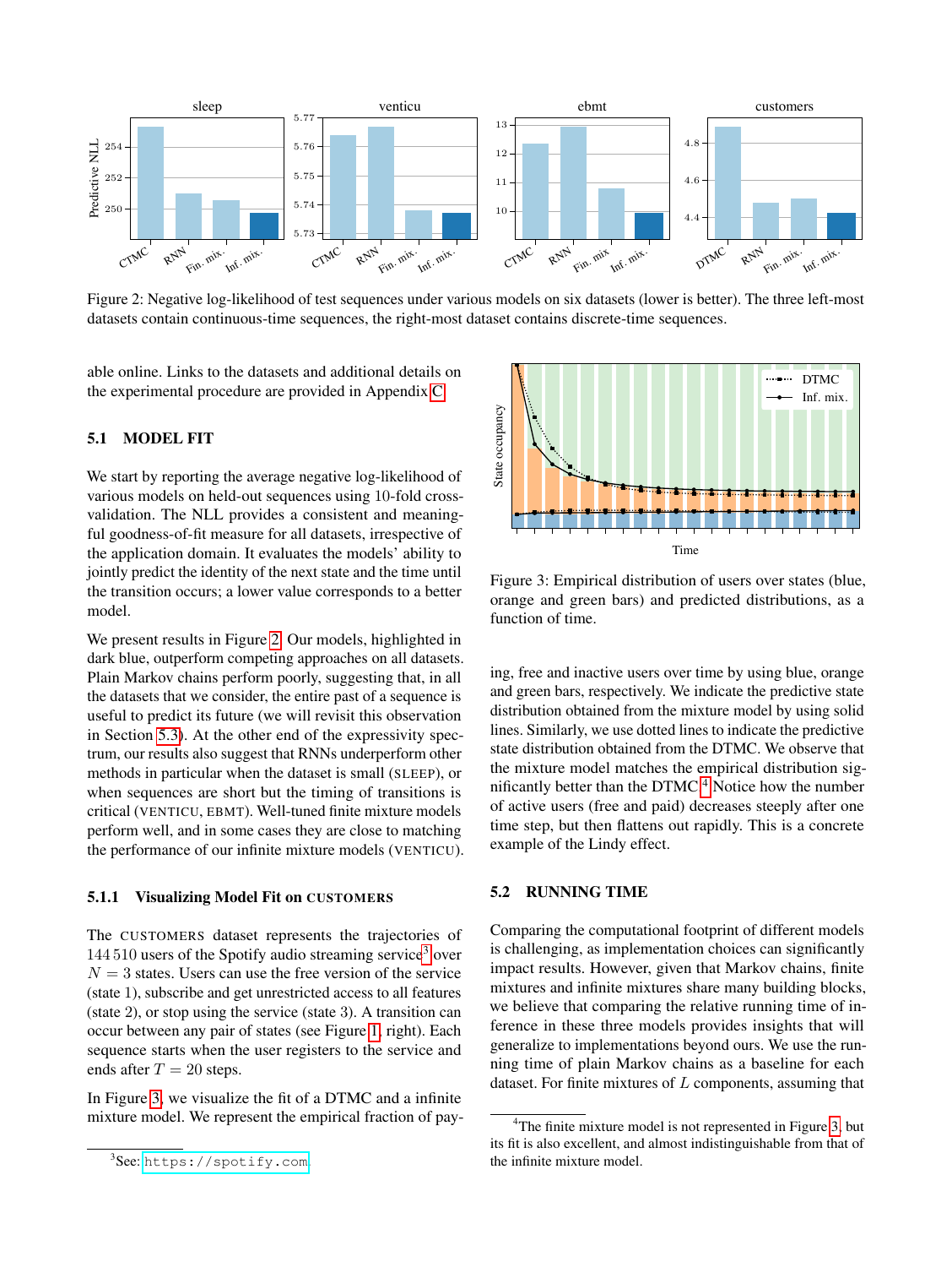Figure 2: Negative log-likelihood of test sequences under various models on six datasets (lower is better). The three left-most datasets contain continuous-time sequences, the right-most dataset contains discrete-time sequences.

able online. Links to the datasets and additional details on the experimental procedure are provided in Appendix C.

## 5.1 MODEL FIT

We start by reporting the average negative log-likelihood of various models on held-out sequences using 10-fold cross-validation. The NLL provides a consistent and meaningful goodness-of-fit measure for all datasets, irrespective of the application domain. It evaluates the models' ability to jointly predict the identity of the next state and the time until the transition occurs; a lower value corresponds to a better model.

We present results in Figure 2. Our models, highlighted in dark blue, outperform competing approaches on all datasets. Plain Markov chains perform poorly, suggesting that, in all the datasets that we consider, the entire past of a sequence is useful to predict its future (we will revisit this observation in Section 5.3). At the other end of the expressivity spectrum, our results also suggest that RNNs underperform other methods in particular when the dataset is small (SLEEP), or when sequences are short but the timing of transitions is critical (VENTICU, EBMT). Well-tuned finite mixture models perform well, and in some cases they are close to matching the performance of our infinite mixture models (VENTICU).

### 5.1.1 Visualizing Model Fit on CUSTOMERS

The CUSTOMERS dataset represents the trajectories of 144 510 users of the Spotify audio streaming service[3] over $N = 3$ states. Users can use the free version of the service (state 1), subscribe and get unrestricted access to all features (state 2), or stop using the service (state 3). A transition can occur between any pair of states (see Figure 1, right). Each sequence starts when the user registers to the service and ends after $T = 20$ steps.

In Figure 3, we visualize the fit of a DTMC and a infinite mixture model. We represent the empirical fraction of paying, free and inactive users over time by using blue, orange and green bars, respectively. We indicate the predictive state distribution obtained from the mixture model by using solid lines. Similarly, we use dotted lines to indicate the predictive state distribution obtained from the DTMC. We observe that the mixture model matches the empirical distribution significantly better than the DTMC.[4] Notice how the number of active users (free and paid) decreases steeply after one time step, but then flattens out rapidly. This is a concrete example of the Lindy effect.

Figure 3: Empirical distribution of users over states (blue, orange and green bars) and predicted distributions, as a function of time.

## 5.2 RUNNING TIME

Comparing the computational footprint of different models is challenging, as implementation choices can significantly impact results. However, given that Markov chains, finite mixtures and infinite mixtures share many building blocks, we believe that comparing the relative running time of inference in these three models provides insights that will generalize to implementations beyond ours. We use the running time of plain Markov chains as a baseline for each dataset. For finite mixtures of $L$ components, assuming that

[3] See: https://spotify.com.

[4] The finite mixture model is not represented in Figure 3, but its fit is also excellent, and almost indistinguishable from that of the infinite mixture model.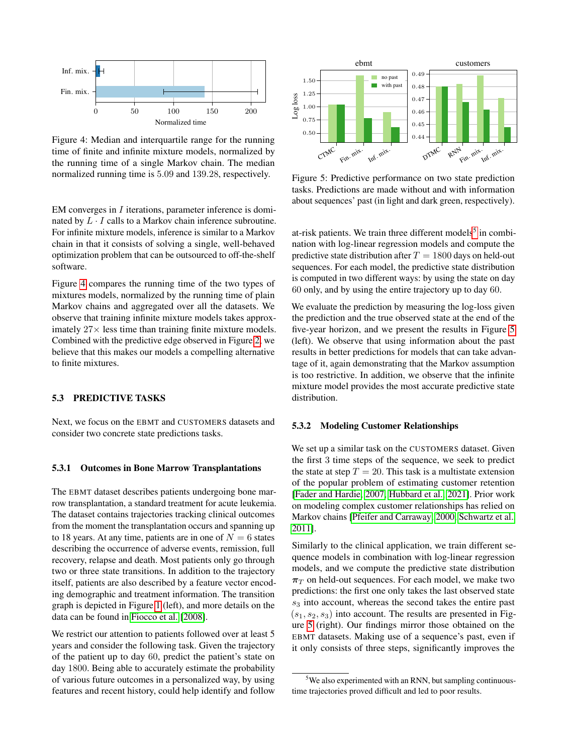Figure 4: Median and interquartile range for the running time of finite and infinite mixture models, normalized by the running time of a single Markov chain. The median normalized running time is 5.09 and 139.28, respectively.

EM converges in $I$ iterations, parameter inference is dominated by $L \cdot I$ calls to a Markov chain inference subroutine. For infinite mixture models, inference is similar to a Markov chain in that it consists of solving a single, well-behaved optimization problem that can be outsourced to off-the-shelf software.

Figure 4 compares the running time of the two types of mixtures models, normalized by the running time of plain Markov chains and aggregated over all the datasets. We observe that training infinite mixture models takes approximately $27\times$ less time than training finite mixture models. Combined with the predictive edge observed in Figure 2, we believe that this makes our models a compelling alternative to finite mixtures.

## 5.3 PREDICTIVE TASKS

Next, we focus on the EBMT and CUSTOMERS datasets and consider two concrete state predictions tasks.

### 5.3.1 Outcomes in Bone Marrow Transplantations

The EBMT dataset describes patients undergoing bone marrow transplantation, a standard treatment for acute leukemia. The dataset contains trajectories tracking clinical outcomes from the moment the transplantation occurs and spanning up to 18 years. At any time, patients are in one of $N = 6$ states describing the occurrence of adverse events, remission, full recovery, relapse and death. Most patients only go through two or three state transitions. In addition to the trajectory itself, patients are also described by a feature vector encoding demographic and treatment information. The transition graph is depicted in Figure 1 (left), and more details on the data can be found in [Fiocco et al., 2008].

We restrict our attention to patients followed over at least 5 years and consider the following task. Given the trajectory of the patient up to day 60, predict the patient's state on day 1800. Being able to accurately estimate the probability of various future outcomes in a personalized way, by using features and recent history, could help identify and follow at-risk patients. We train three different models[5] in combination with log-linear regression models and compute the predictive state distribution after $T = 1800$ days on held-out sequences. For each model, the predictive state distribution is computed in two different ways: by using the state on day 60 only, and by using the entire trajectory up to day 60.

Figure 5: Predictive performance on two state prediction tasks. Predictions are made without and with information about sequences' past (in light and dark green, respectively).

We evaluate the prediction by measuring the log-loss given the prediction and the true observed state at the end of the five-year horizon, and we present the results in Figure 5 (left). We observe that using information about the past results in better predictions for models that can take advantage of it, again demonstrating that the Markov assumption is too restrictive. In addition, we observe that the infinite mixture model provides the most accurate predictive state distribution.

### 5.3.2 Modeling Customer Relationships

We set up a similar task on the CUSTOMERS dataset. Given the first 3 time steps of the sequence, we seek to predict the state at step $T = 20$. This task is a multistate extension of the popular problem of estimating customer retention [Fader and Hardie, 2007, Hubbard et al., 2021]. Prior work on modeling complex customer relationships has relied on Markov chains [Pfeifer and Carraway, 2000, Schwartz et al., 2011].

Similarly to the clinical application, we train different sequence models in combination with log-linear regression models, and we compute the predictive state distribution $\boldsymbol{\pi}_T$ on held-out sequences. For each model, we make two predictions: the first one only takes the last observed state $s_3$ into account, whereas the second takes the entire past $(s_1, s_2, s_3)$ into account. The results are presented in Figure 5 (right). Our findings mirror those obtained on the EBMT datasets. Making use of a sequence's past, even if it only consists of three steps, significantly improves the

[5] We also experimented with an RNN, but sampling continuous-time trajectories proved difficult and led to poor results.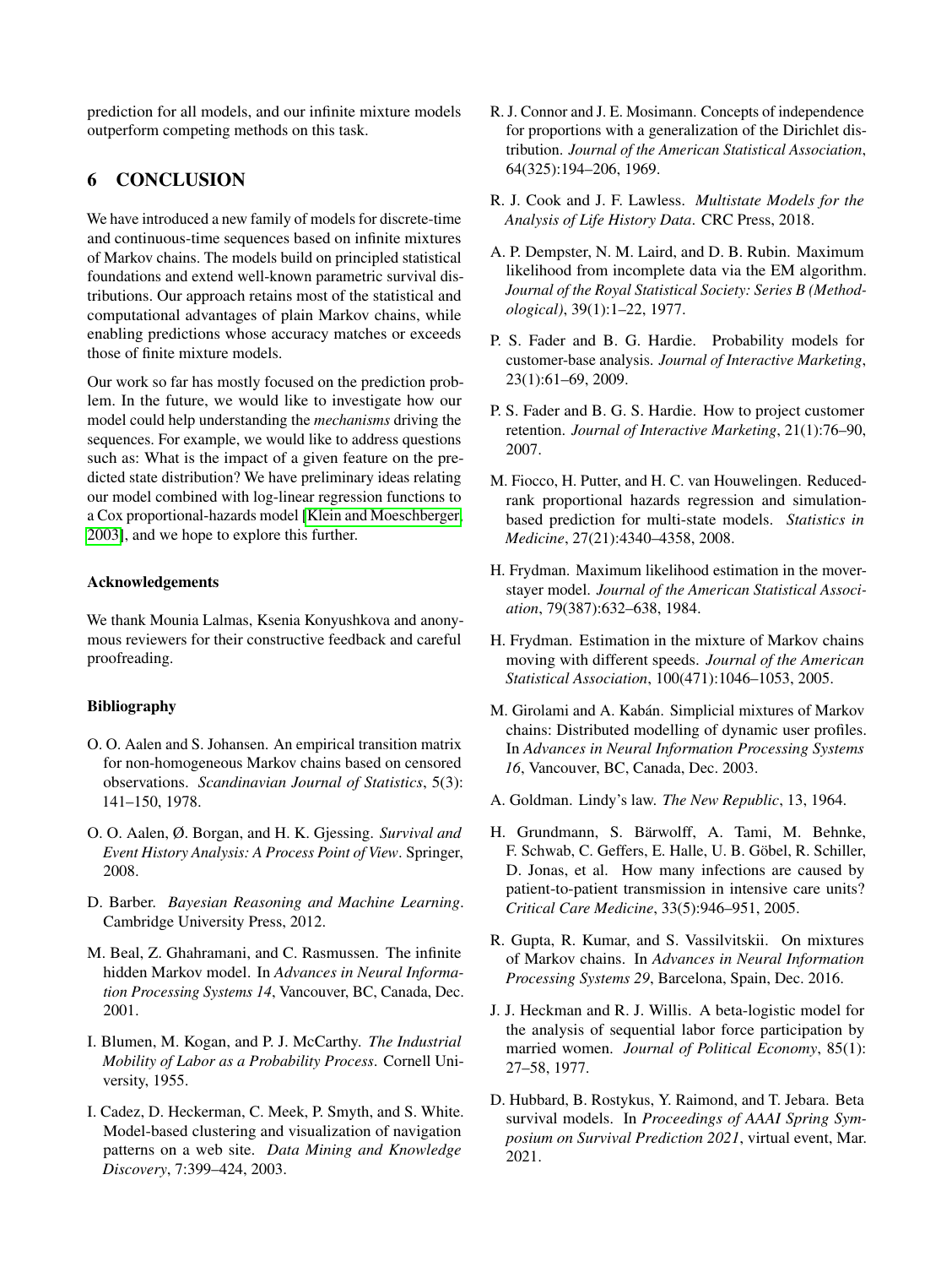prediction for all models, and our infinite mixture models outperform competing methods on this task.

## 6 CONCLUSION

We have introduced a new family of models for discrete-time and continuous-time sequences based on infinite mixtures of Markov chains. The models build on principled statistical foundations and extend well-known parametric survival distributions. Our approach retains most of the statistical and computational advantages of plain Markov chains, while enabling predictions whose accuracy matches or exceeds those of finite mixture models.

Our work so far has mostly focused on the prediction problem. In the future, we would like to investigate how our model could help understanding the *mechanisms* driving the sequences. For example, we would like to address questions such as: What is the impact of a given feature on the predicted state distribution? We have preliminary ideas relating our model combined with log-linear regression functions to a Cox proportional-hazards model [Klein and Moeschberger, 2003], and we hope to explore this further.

### Acknowledgements

We thank Mounia Lalmas, Ksenia Konyushkova and anonymous reviewers for their constructive feedback and careful proofreading.

### Bibliography

O. O. Aalen and S. Johansen. An empirical transition matrix for non-homogeneous Markov chains based on censored observations. *Scandinavian Journal of Statistics*, 5(3): 141–150, 1978.

O. O. Aalen, Ø. Borgan, and H. K. Gjessing. *Survival and Event History Analysis: A Process Point of View*. Springer, 2008.

D. Barber. *Bayesian Reasoning and Machine Learning*. Cambridge University Press, 2012.

M. Beal, Z. Ghahramani, and C. Rasmussen. The infinite hidden Markov model. In *Advances in Neural Information Processing Systems 14*, Vancouver, BC, Canada, Dec. 2001.

I. Blumen, M. Kogan, and P. J. McCarthy. *The Industrial Mobility of Labor as a Probability Process*. Cornell University, 1955.

I. Cadez, D. Heckerman, C. Meek, P. Smyth, and S. White. Model-based clustering and visualization of navigation patterns on a web site. *Data Mining and Knowledge Discovery*, 7:399–424, 2003.

R. J. Connor and J. E. Mosimann. Concepts of independence for proportions with a generalization of the Dirichlet distribution. *Journal of the American Statistical Association*, 64(325):194–206, 1969.

R. J. Cook and J. F. Lawless. *Multistate Models for the Analysis of Life History Data*. CRC Press, 2018.

A. P. Dempster, N. M. Laird, and D. B. Rubin. Maximum likelihood from incomplete data via the EM algorithm. *Journal of the Royal Statistical Society: Series B (Methodological)*, 39(1):1–22, 1977.

P. S. Fader and B. G. Hardie. Probability models for customer-base analysis. *Journal of Interactive Marketing*, 23(1):61–69, 2009.

P. S. Fader and B. G. S. Hardie. How to project customer retention. *Journal of Interactive Marketing*, 21(1):76–90, 2007.

M. Fiocco, H. Putter, and H. C. van Houwelingen. Reduced-rank proportional hazards regression and simulation-based prediction for multi-state models. *Statistics in Medicine*, 27(21):4340–4358, 2008.

H. Frydman. Maximum likelihood estimation in the mover-stayer model. *Journal of the American Statistical Association*, 79(387):632–638, 1984.

H. Frydman. Estimation in the mixture of Markov chains moving with different speeds. *Journal of the American Statistical Association*, 100(471):1046–1053, 2005.

M. Girolami and A. Kabán. Simplicial mixtures of Markov chains: Distributed modelling of dynamic user profiles. In *Advances in Neural Information Processing Systems 16*, Vancouver, BC, Canada, Dec. 2003.

A. Goldman. Lindy's law. *The New Republic*, 13, 1964.

H. Grundmann, S. Bärwolff, A. Tami, M. Behnke, F. Schwab, C. Geffers, E. Halle, U. B. Göbel, R. Schiller, D. Jonas, et al. How many infections are caused by patient-to-patient transmission in intensive care units? *Critical Care Medicine*, 33(5):946–951, 2005.

R. Gupta, R. Kumar, and S. Vassilvitskii. On mixtures of Markov chains. In *Advances in Neural Information Processing Systems 29*, Barcelona, Spain, Dec. 2016.

J. J. Heckman and R. J. Willis. A beta-logistic model for the analysis of sequential labor force participation by married women. *Journal of Political Economy*, 85(1): 27–58, 1977.

D. Hubbard, B. Rostykus, Y. Raimond, and T. Jebara. Beta survival models. In *Proceedings of AAAI Spring Symposium on Survival Prediction 2021*, virtual event, Mar. 2021.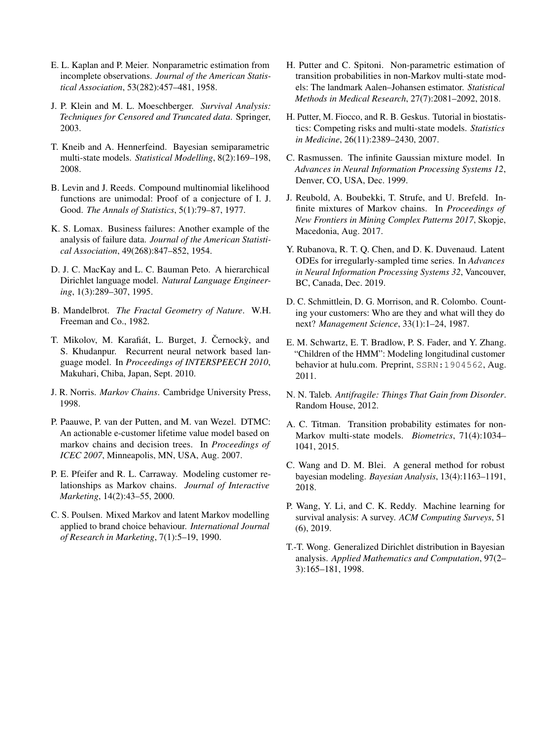E. L. Kaplan and P. Meier. Nonparametric estimation from incomplete observations. *Journal of the American Statistical Association*, 53(282):457–481, 1958.

J. P. Klein and M. L. Moeschberger. *Survival Analysis: Techniques for Censored and Truncated data*. Springer, 2003.

T. Kneib and A. Hennerfeind. Bayesian semiparametric multi-state models. *Statistical Modelling*, 8(2):169–198, 2008.

B. Levin and J. Reeds. Compound multinomial likelihood functions are unimodal: Proof of a conjecture of I. J. Good. *The Annals of Statistics*, 5(1):79–87, 1977.

K. S. Lomax. Business failures: Another example of the analysis of failure data. *Journal of the American Statistical Association*, 49(268):847–852, 1954.

D. J. C. MacKay and L. C. Bauman Peto. A hierarchical Dirichlet language model. *Natural Language Engineering*, 1(3):289–307, 1995.

B. Mandelbrot. *The Fractal Geometry of Nature*. W.H. Freeman and Co., 1982.

T. Mikolov, M. Karafiát, L. Burget, J. Černockỳ, and S. Khudanpur. Recurrent neural network based language model. In *Proceedings of INTERSPEECH 2010*, Makuhari, Chiba, Japan, Sept. 2010.

J. R. Norris. *Markov Chains*. Cambridge University Press, 1998.

P. Paauwe, P. van der Putten, and M. van Wezel. DTMC: An actionable e-customer lifetime value model based on markov chains and decision trees. In *Proceedings of ICEC 2007*, Minneapolis, MN, USA, Aug. 2007.

P. E. Pfeifer and R. L. Carraway. Modeling customer relationships as Markov chains. *Journal of Interactive Marketing*, 14(2):43–55, 2000.

C. S. Poulsen. Mixed Markov and latent Markov modelling applied to brand choice behaviour. *International Journal of Research in Marketing*, 7(1):5–19, 1990.

H. Putter and C. Spitoni. Non-parametric estimation of transition probabilities in non-Markov multi-state models: The landmark Aalen–Johansen estimator. *Statistical Methods in Medical Research*, 27(7):2081–2092, 2018.

H. Putter, M. Fiocco, and R. B. Geskus. Tutorial in biostatistics: Competing risks and multi-state models. *Statistics in Medicine*, 26(11):2389–2430, 2007.

C. Rasmussen. The infinite Gaussian mixture model. In *Advances in Neural Information Processing Systems 12*, Denver, CO, USA, Dec. 1999.

J. Reubold, A. Boubekki, T. Strufe, and U. Brefeld. Infinite mixtures of Markov chains. In *Proceedings of New Frontiers in Mining Complex Patterns 2017*, Skopje, Macedonia, Aug. 2017.

Y. Rubanova, R. T. Q. Chen, and D. K. Duvenaud. Latent ODEs for irregularly-sampled time series. In *Advances in Neural Information Processing Systems 32*, Vancouver, BC, Canada, Dec. 2019.

D. C. Schmittlein, D. G. Morrison, and R. Colombo. Counting your customers: Who are they and what will they do next? *Management Science*, 33(1):1–24, 1987.

E. M. Schwartz, E. T. Bradlow, P. S. Fader, and Y. Zhang. "Children of the HMM": Modeling longitudinal customer behavior at hulu.com. Preprint, SSRN:1904562, Aug. 2011.

N. N. Taleb. *Antifragile: Things That Gain from Disorder*. Random House, 2012.

A. C. Titman. Transition probability estimates for non-Markov multi-state models. *Biometrics*, 71(4):1034–1041, 2015.

C. Wang and D. M. Blei. A general method for robust bayesian modeling. *Bayesian Analysis*, 13(4):1163–1191, 2018.

P. Wang, Y. Li, and C. K. Reddy. Machine learning for survival analysis: A survey. *ACM Computing Surveys*, 51 (6), 2019.

T.-T. Wong. Generalized Dirichlet distribution in Bayesian analysis. *Applied Mathematics and Computation*, 97(2–3):165–181, 1998.